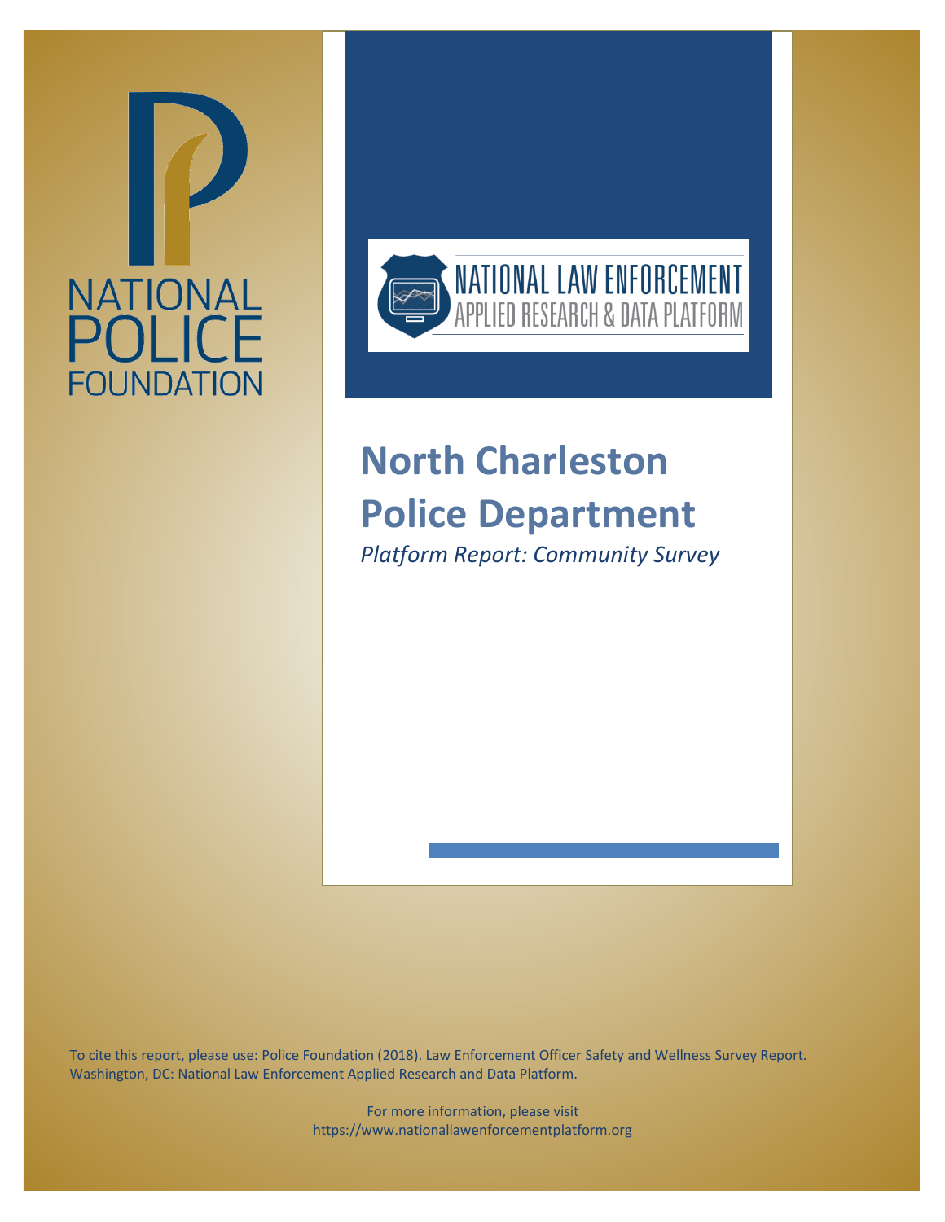NATIONAL POLICE FOUNDATION

NATIONAL LAW ENFORCEMENT APPLIED RESEARCH & DATA PLATFORM

# North Charleston Police Department

*Platform Report: Community Survey*

To cite this report, please use: Police Foundation (2018). Law Enforcement Officer Safety and Wellness Survey Report. Washington, DC: National Law Enforcement Applied Research and Data Platform.

For more information, please visit https://www.nationallawenforcementplatform.org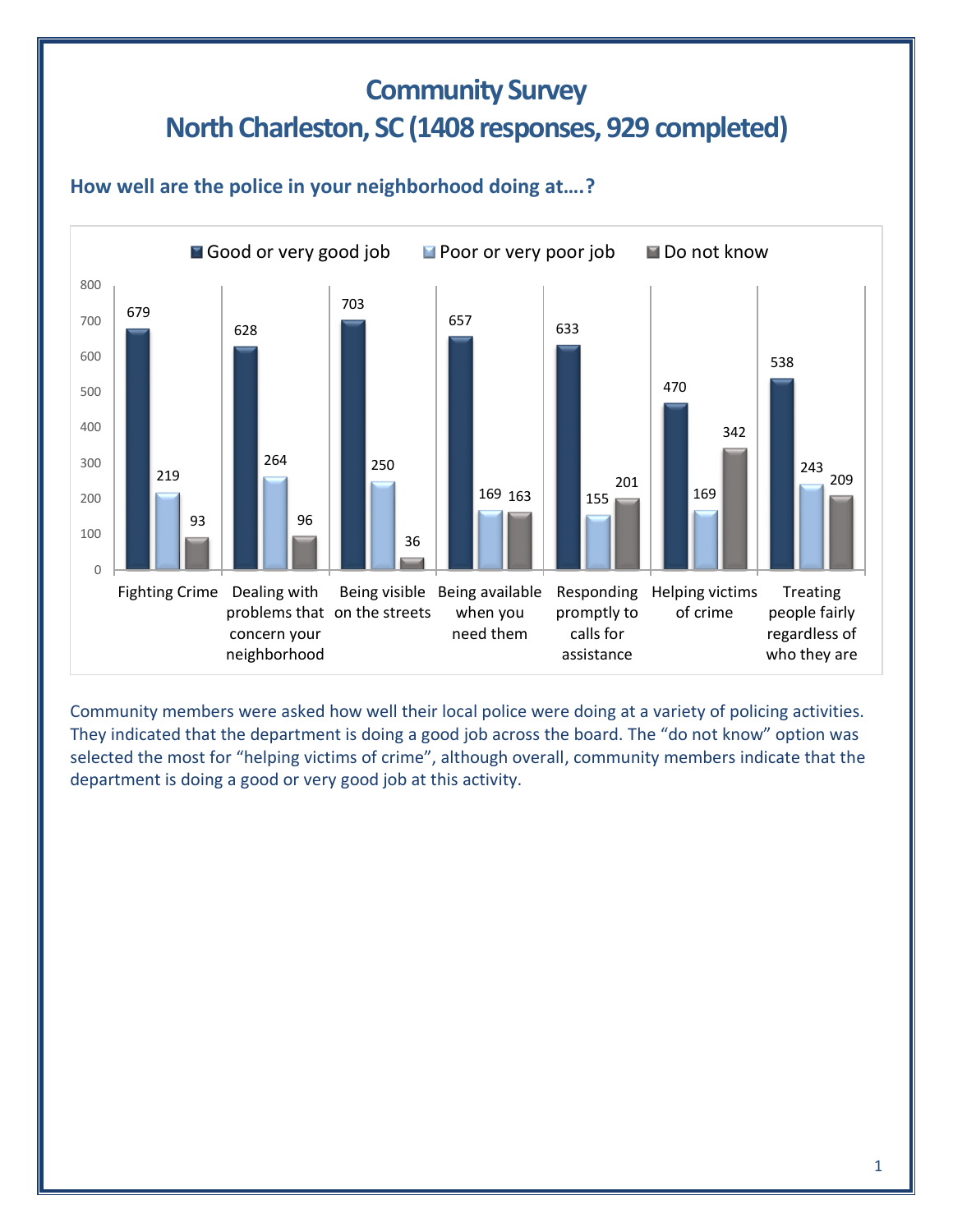# Community Survey
# North Charleston, SC (1408 responses, 929 completed)

### How well are the police in your neighborhood doing at….?

| | Good or very good job | Poor or very poor job | Do not know |
|---|---|---|---|
| Fighting Crime | 679 | 219 | 93 |
| Dealing with problems that concern your neighborhood | 628 | 264 | 96 |
| Being visible on the streets | 703 | 250 | 36 |
| Being available when you need them | 657 | 169 | 163 |
| Responding promptly to calls for assistance | 633 | 155 | 201 |
| Helping victims of crime | 470 | 169 | 342 |
| Treating people fairly regardless of who they are | 538 | 243 | 209 |

Community members were asked how well their local police were doing at a variety of policing activities. They indicated that the department is doing a good job across the board. The "do not know" option was selected the most for "helping victims of crime", although overall, community members indicate that the department is doing a good or very good job at this activity.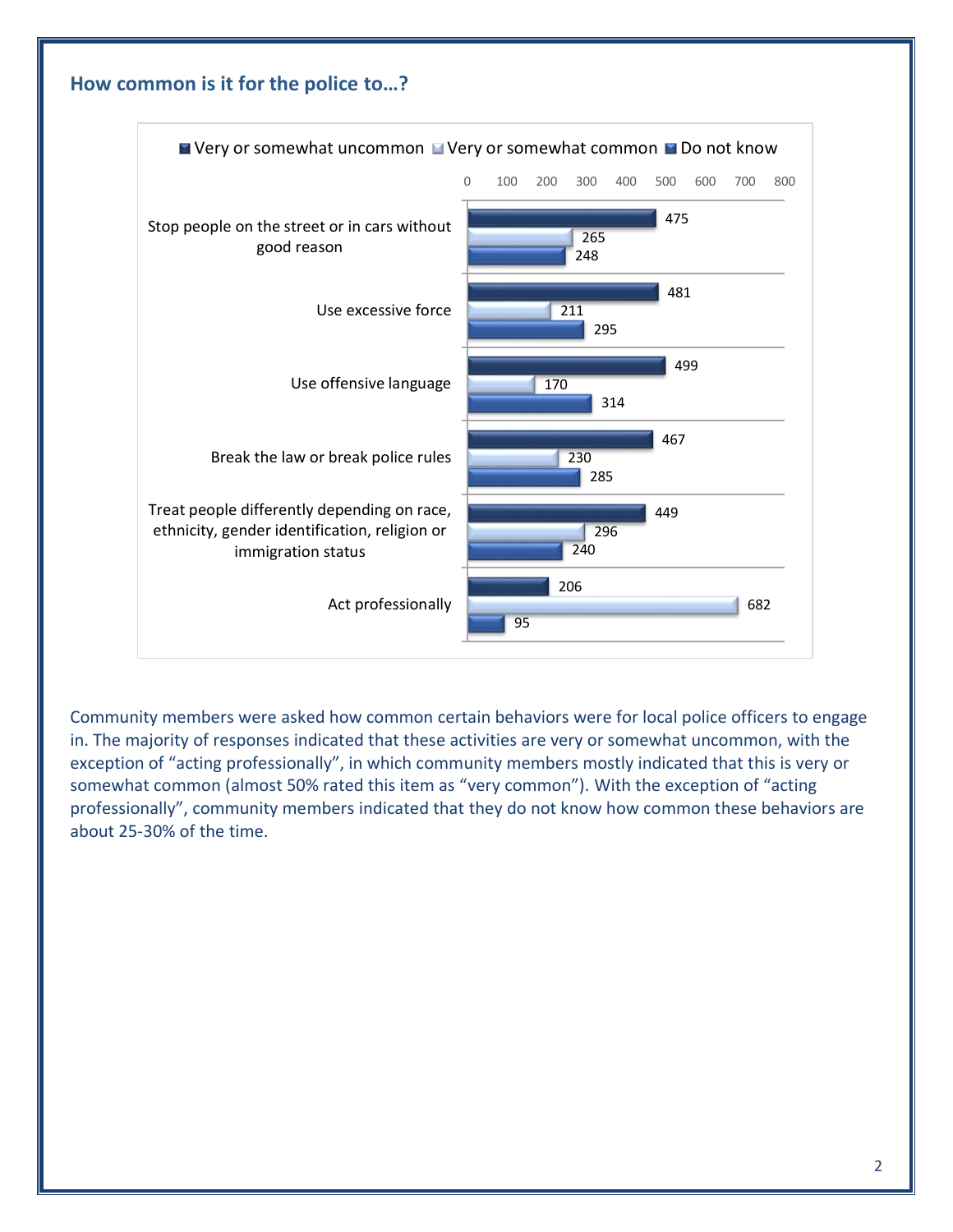## How common is it for the police to…?

| | Very or somewhat uncommon | Very or somewhat common | Do not know |
|---|---|---|---|
| Stop people on the street or in cars without good reason | 475 | 265 | 248 |
| Use excessive force | 481 | 211 | 295 |
| Use offensive language | 499 | 170 | 314 |
| Break the law or break police rules | 467 | 230 | 285 |
| Treat people differently depending on race, ethnicity, gender identification, religion or immigration status | 449 | 296 | 240 |
| Act professionally | 206 | 682 | 95 |

Community members were asked how common certain behaviors were for local police officers to engage in. The majority of responses indicated that these activities are very or somewhat uncommon, with the exception of "acting professionally", in which community members mostly indicated that this is very or somewhat common (almost 50% rated this item as "very common"). With the exception of "acting professionally", community members indicated that they do not know how common these behaviors are about 25-30% of the time.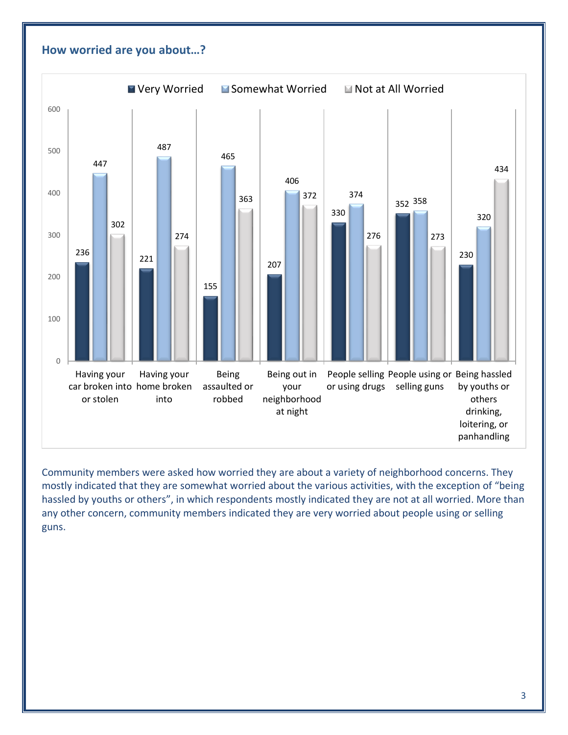## How worried are you about…?

| | Very Worried | Somewhat Worried | Not at All Worried |
|---|---|---|---|
| Having your car broken into or stolen | 236 | 447 | 302 |
| Having your home broken into | 221 | 487 | 274 |
| Being assaulted or robbed | 155 | 465 | 363 |
| Being out in your neighborhood at night | 207 | 406 | 372 |
| People selling or using drugs | 330 | 374 | 276 |
| People using or selling guns | 352 | 358 | 273 |
| Being hassled by youths or others drinking, loitering, or panhandling | 230 | 320 | 434 |

Community members were asked how worried they are about a variety of neighborhood concerns. They mostly indicated that they are somewhat worried about the various activities, with the exception of "being hassled by youths or others", in which respondents mostly indicated they are not at all worried. More than any other concern, community members indicated they are very worried about people using or selling guns.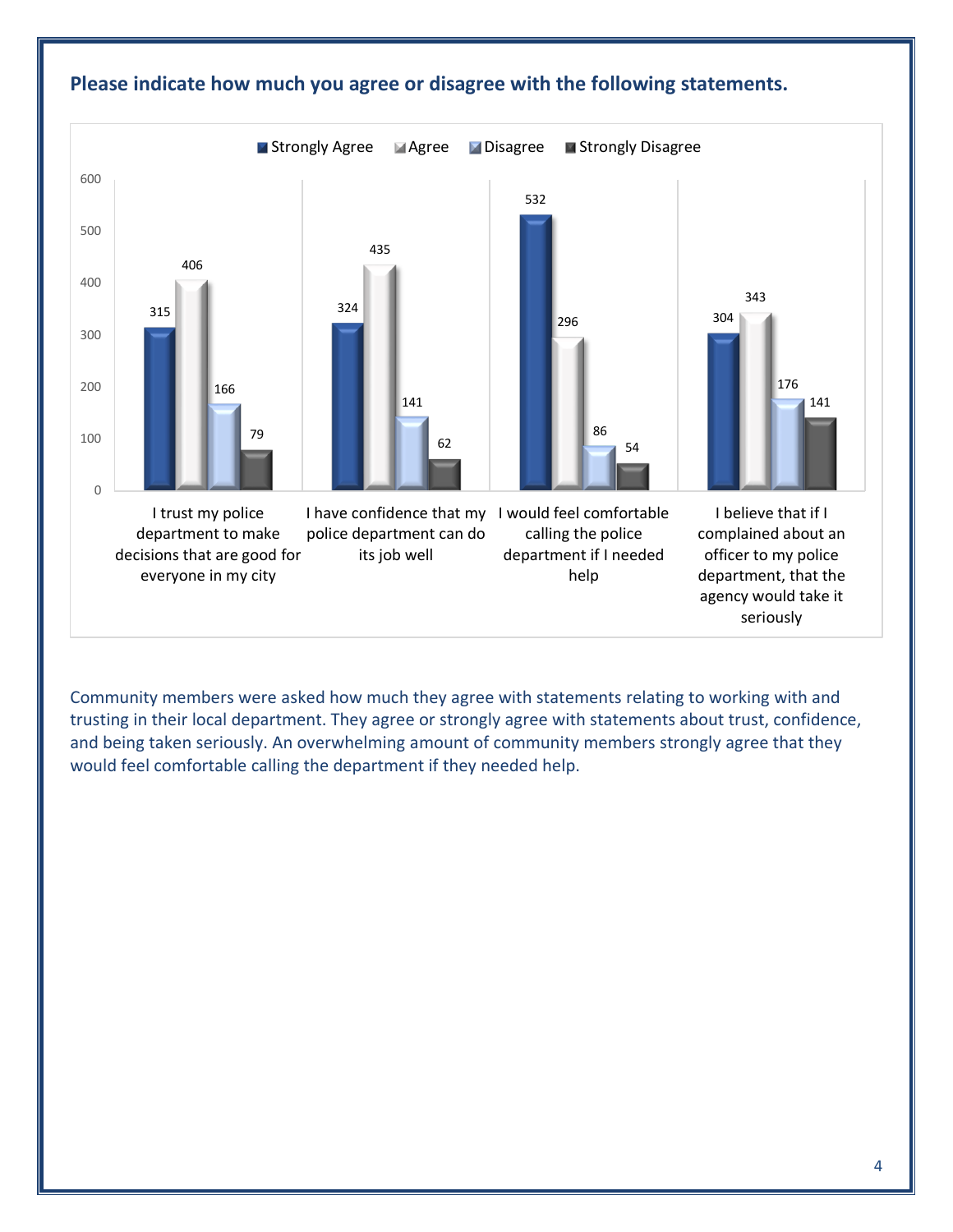## Please indicate how much you agree or disagree with the following statements.

| Statement | Strongly Agree | Agree | Disagree | Strongly Disagree |
| --- | --- | --- | --- | --- |
| I trust my police department to make decisions that are good for everyone in my city | 315 | 406 | 166 | 79 |
| I have confidence that my police department can do its job well | 324 | 435 | 141 | 62 |
| I would feel comfortable calling the police department if I needed help | 532 | 296 | 86 | 54 |
| I believe that if I complained about an officer to my police department, that the agency would take it seriously | 304 | 343 | 176 | 141 |

Community members were asked how much they agree with statements relating to working with and trusting in their local department. They agree or strongly agree with statements about trust, confidence, and being taken seriously. An overwhelming amount of community members strongly agree that they would feel comfortable calling the department if they needed help.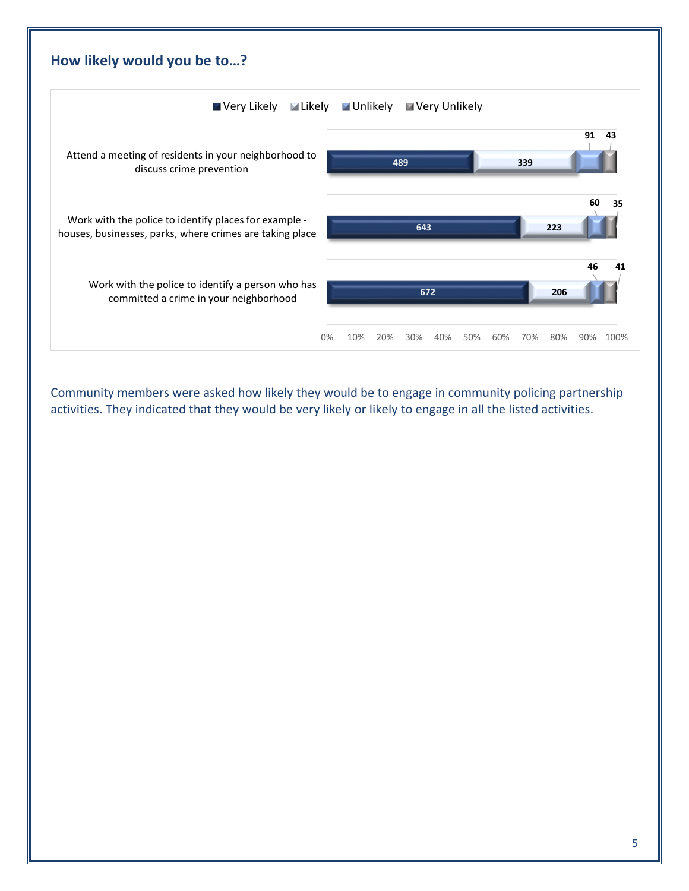## How likely would you be to…?

| | Very Likely | Likely | Unlikely | Very Unlikely |
|---|---|---|---|---|
| Attend a meeting of residents in your neighborhood to discuss crime prevention | 489 | 339 | 91 | 43 |
| Work with the police to identify places for example - houses, businesses, parks, where crimes are taking place | 643 | 223 | 60 | 35 |
| Work with the police to identify a person who has committed a crime in your neighborhood | 672 | 206 | 46 | 41 |

Community members were asked how likely they would be to engage in community policing partnership activities. They indicated that they would be very likely or likely to engage in all the listed activities.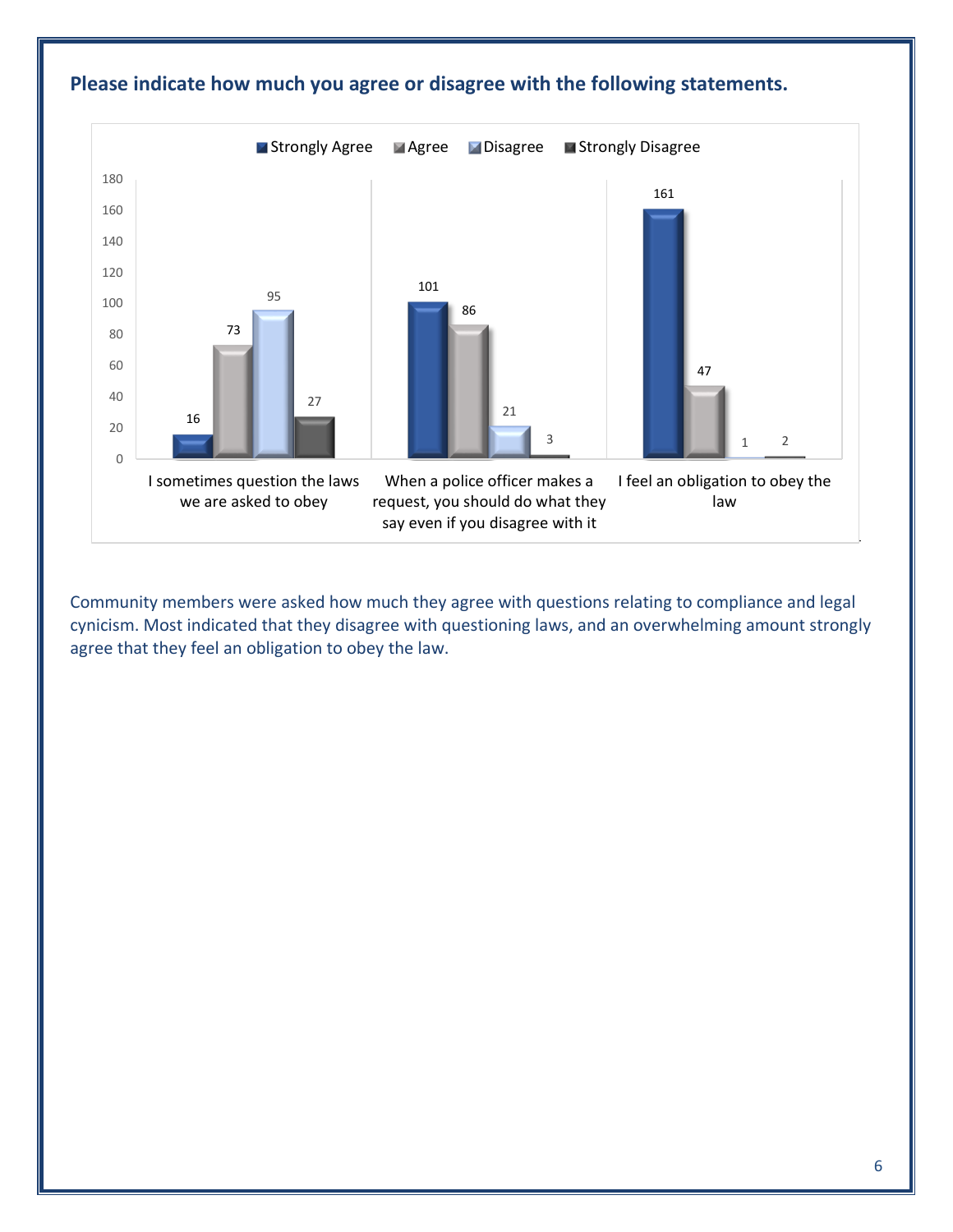## Please indicate how much you agree or disagree with the following statements.

| | Strongly Agree | Agree | Disagree | Strongly Disagree |
|---|---|---|---|---|
| I sometimes question the laws we are asked to obey | 16 | 73 | 95 | 27 |
| When a police officer makes a request, you should do what they say even if you disagree with it | 101 | 86 | 21 | 3 |
| I feel an obligation to obey the law | 161 | 47 | 1 | 2 |

Community members were asked how much they agree with questions relating to compliance and legal cynicism. Most indicated that they disagree with questioning laws, and an overwhelming amount strongly agree that they feel an obligation to obey the law.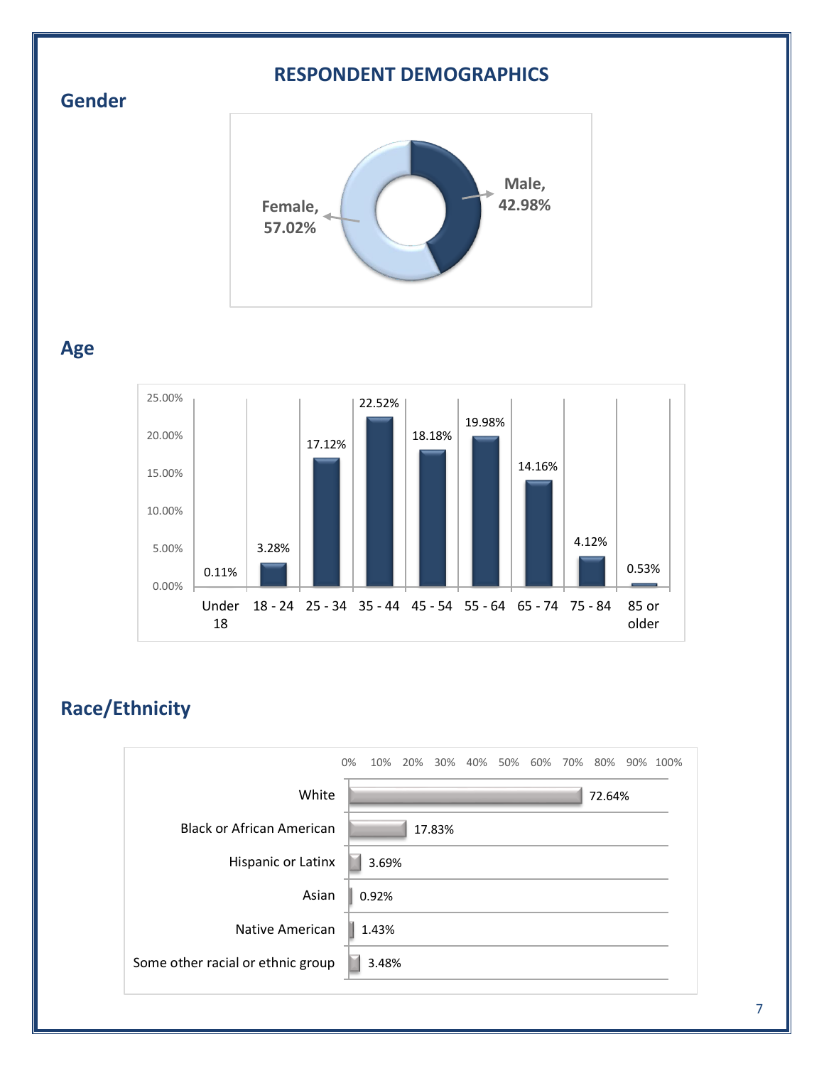# RESPONDENT DEMOGRAPHICS

## Gender

| Gender | Percent |
|---|---|
| Female | 57.02% |
| Male | 42.98% |

## Age

| Age | Percent |
|---|---|
| Under 18 | 0.11% |
| 18 - 24 | 3.28% |
| 25 - 34 | 17.12% |
| 35 - 44 | 22.52% |
| 45 - 54 | 18.18% |
| 55 - 64 | 19.98% |
| 65 - 74 | 14.16% |
| 75 - 84 | 4.12% |
| 85 or older | 0.53% |

## Race/Ethnicity

| Race/Ethnicity | Percent |
|---|---|
| White | 72.64% |
| Black or African American | 17.83% |
| Hispanic or Latinx | 3.69% |
| Asian | 0.92% |
| Native American | 1.43% |
| Some other racial or ethnic group | 3.48% |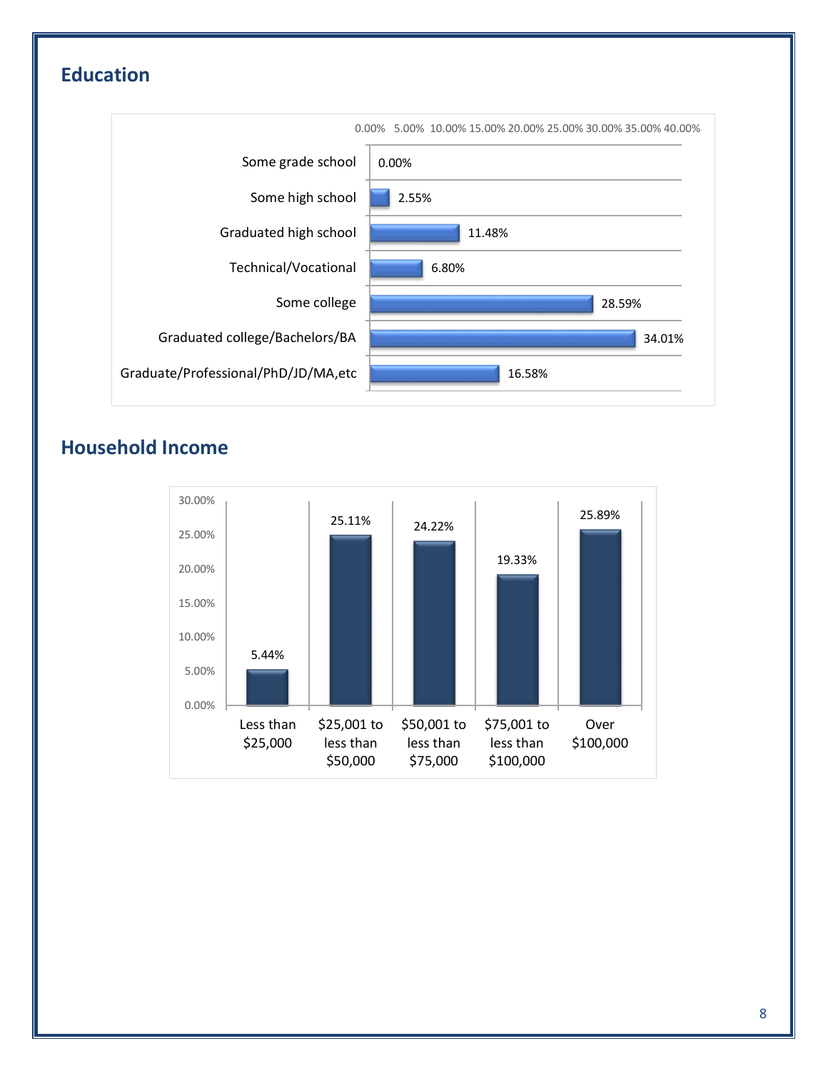## Education

| Education | Percentage |
|---|---|
| Some grade school | 0.00% |
| Some high school | 2.55% |
| Graduated high school | 11.48% |
| Technical/Vocational | 6.80% |
| Some college | 28.59% |
| Graduated college/Bachelors/BA | 34.01% |
| Graduate/Professional/PhD/JD/MA,etc | 16.58% |

## Household Income

| Household Income | Percentage |
|---|---|
| Less than $25,000 | 5.44% |
| $25,001 to less than $50,000 | 25.11% |
| $50,001 to less than $75,000 | 24.22% |
| $75,001 to less than $100,000 | 19.33% |
| Over $100,000 | 25.89% |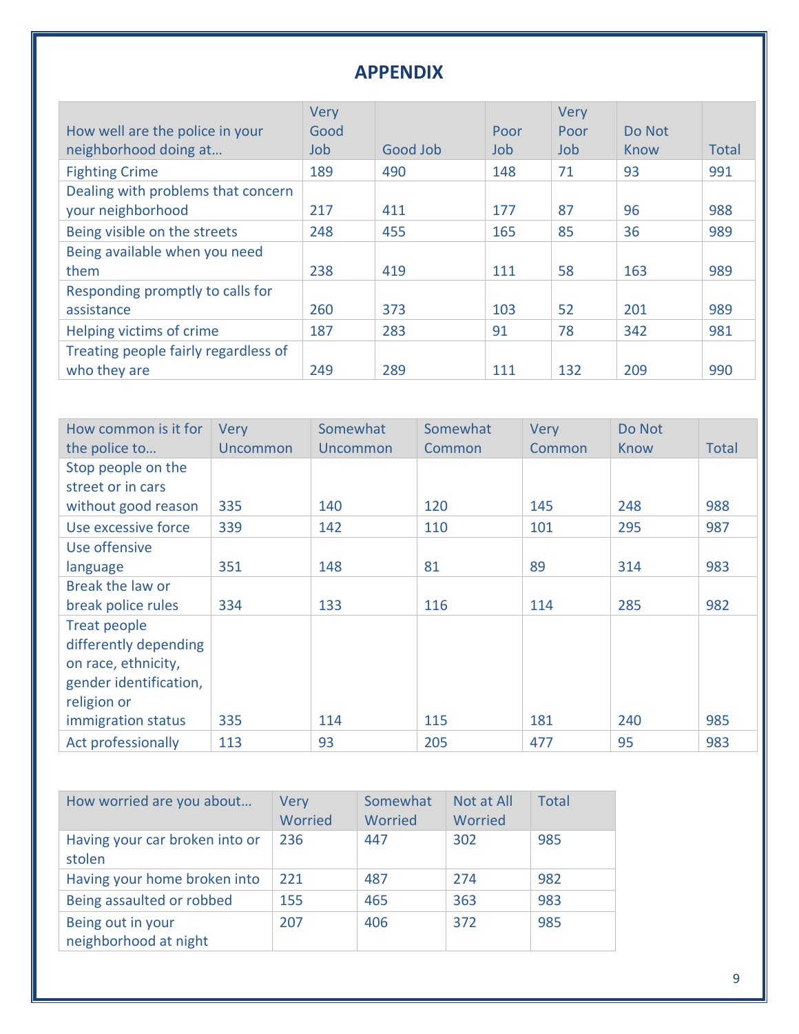## APPENDIX

| How well are the police in your neighborhood doing at… | Very Good Job | Good Job | Poor Job | Very Poor Job | Do Not Know | Total |
|---|---|---|---|---|---|---|
| Fighting Crime | 189 | 490 | 148 | 71 | 93 | 991 |
| Dealing with problems that concern your neighborhood | 217 | 411 | 177 | 87 | 96 | 988 |
| Being visible on the streets | 248 | 455 | 165 | 85 | 36 | 989 |
| Being available when you need them | 238 | 419 | 111 | 58 | 163 | 989 |
| Responding promptly to calls for assistance | 260 | 373 | 103 | 52 | 201 | 989 |
| Helping victims of crime | 187 | 283 | 91 | 78 | 342 | 981 |
| Treating people fairly regardless of who they are | 249 | 289 | 111 | 132 | 209 | 990 |

| How common is it for the police to… | Very Uncommon | Somewhat Uncommon | Somewhat Common | Very Common | Do Not Know | Total |
|---|---|---|---|---|---|---|
| Stop people on the street or in cars without good reason | 335 | 140 | 120 | 145 | 248 | 988 |
| Use excessive force | 339 | 142 | 110 | 101 | 295 | 987 |
| Use offensive language | 351 | 148 | 81 | 89 | 314 | 983 |
| Break the law or break police rules | 334 | 133 | 116 | 114 | 285 | 982 |
| Treat people differently depending on race, ethnicity, gender identification, religion or immigration status | 335 | 114 | 115 | 181 | 240 | 985 |
| Act professionally | 113 | 93 | 205 | 477 | 95 | 983 |

| How worried are you about… | Very Worried | Somewhat Worried | Not at All Worried | Total |
|---|---|---|---|---|
| Having your car broken into or stolen | 236 | 447 | 302 | 985 |
| Having your home broken into | 221 | 487 | 274 | 982 |
| Being assaulted or robbed | 155 | 465 | 363 | 983 |
| Being out in your neighborhood at night | 207 | 406 | 372 | 985 |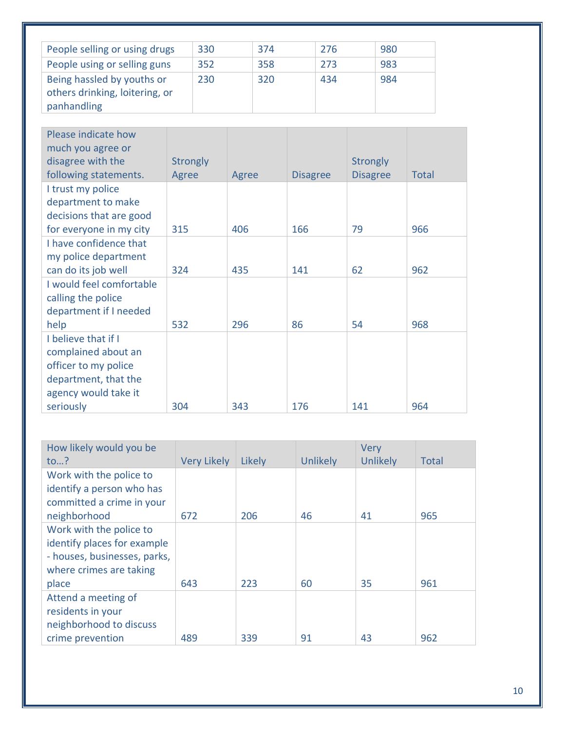| | | | | |
|---|---|---|---|---|
| People selling or using drugs | 330 | 374 | 276 | 980 |
| People using or selling guns | 352 | 358 | 273 | 983 |
| Being hassled by youths or others drinking, loitering, or panhandling | 230 | 320 | 434 | 984 |

| Please indicate how much you agree or disagree with the following statements. | Strongly Agree | Agree | Disagree | Strongly Disagree | Total |
|---|---|---|---|---|---|
| I trust my police department to make decisions that are good for everyone in my city | 315 | 406 | 166 | 79 | 966 |
| I have confidence that my police department can do its job well | 324 | 435 | 141 | 62 | 962 |
| I would feel comfortable calling the police department if I needed help | 532 | 296 | 86 | 54 | 968 |
| I believe that if I complained about an officer to my police department, that the agency would take it seriously | 304 | 343 | 176 | 141 | 964 |

| How likely would you be to…? | Very Likely | Likely | Unlikely | Very Unlikely | Total |
|---|---|---|---|---|---|
| Work with the police to identify a person who has committed a crime in your neighborhood | 672 | 206 | 46 | 41 | 965 |
| Work with the police to identify places for example - houses, businesses, parks, where crimes are taking place | 643 | 223 | 60 | 35 | 961 |
| Attend a meeting of residents in your neighborhood to discuss crime prevention | 489 | 339 | 91 | 43 | 962 |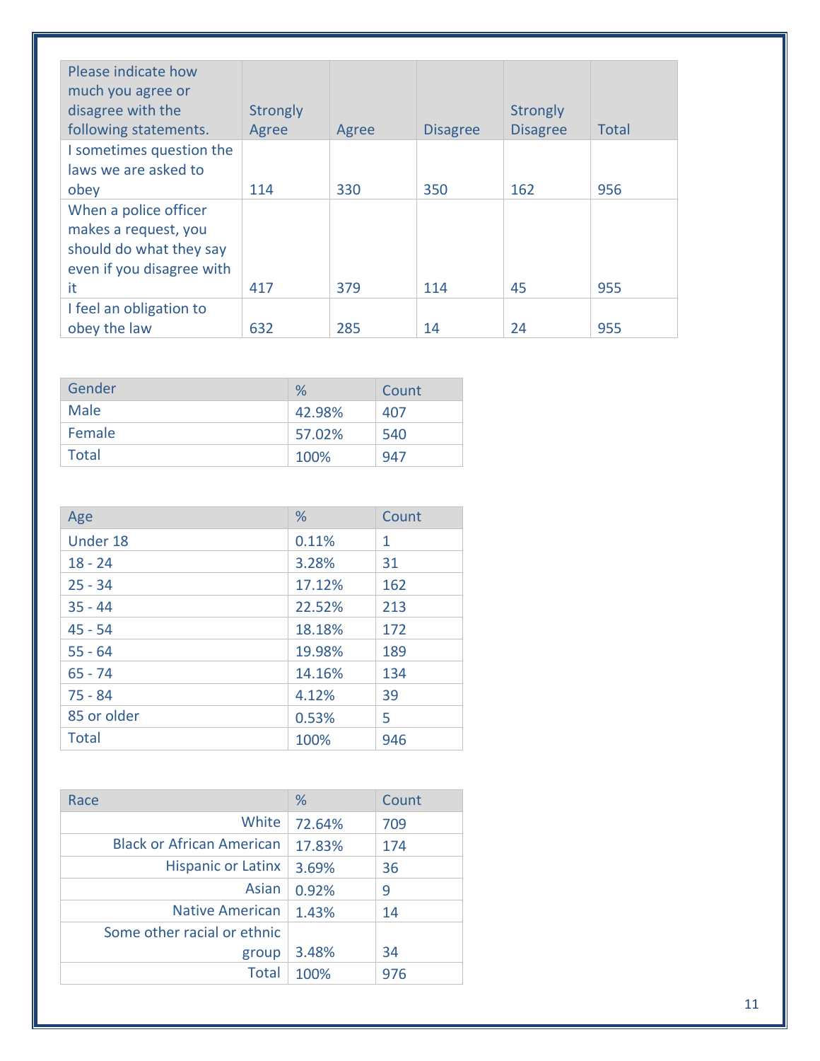| Please indicate how much you agree or disagree with the following statements. | Strongly Agree | Agree | Disagree | Strongly Disagree | Total |
|---|---|---|---|---|---|
| I sometimes question the laws we are asked to obey | 114 | 330 | 350 | 162 | 956 |
| When a police officer makes a request, you should do what they say even if you disagree with it | 417 | 379 | 114 | 45 | 955 |
| I feel an obligation to obey the law | 632 | 285 | 14 | 24 | 955 |

| Gender | % | Count |
|---|---|---|
| Male | 42.98% | 407 |
| Female | 57.02% | 540 |
| Total | 100% | 947 |

| Age | % | Count |
|---|---|---|
| Under 18 | 0.11% | 1 |
| 18 - 24 | 3.28% | 31 |
| 25 - 34 | 17.12% | 162 |
| 35 - 44 | 22.52% | 213 |
| 45 - 54 | 18.18% | 172 |
| 55 - 64 | 19.98% | 189 |
| 65 - 74 | 14.16% | 134 |
| 75 - 84 | 4.12% | 39 |
| 85 or older | 0.53% | 5 |
| Total | 100% | 946 |

| Race | % | Count |
|---|---|---|
| White | 72.64% | 709 |
| Black or African American | 17.83% | 174 |
| Hispanic or Latinx | 3.69% | 36 |
| Asian | 0.92% | 9 |
| Native American | 1.43% | 14 |
| Some other racial or ethnic group | 3.48% | 34 |
| Total | 100% | 976 |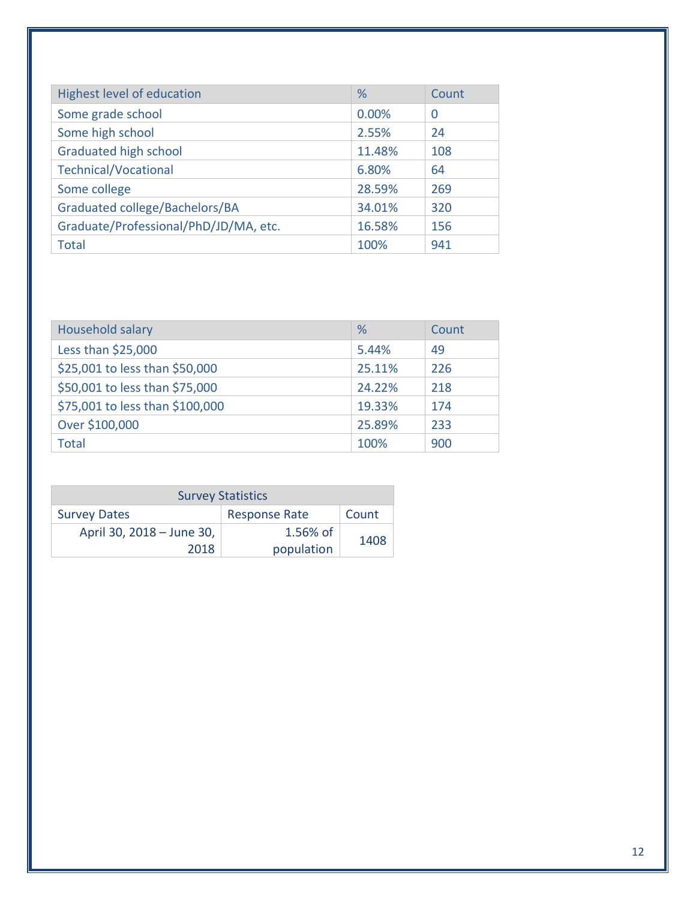| Highest level of education | % | Count |
|---|---|---|
| Some grade school | 0.00% | 0 |
| Some high school | 2.55% | 24 |
| Graduated high school | 11.48% | 108 |
| Technical/Vocational | 6.80% | 64 |
| Some college | 28.59% | 269 |
| Graduated college/Bachelors/BA | 34.01% | 320 |
| Graduate/Professional/PhD/JD/MA, etc. | 16.58% | 156 |
| Total | 100% | 941 |

| Household salary | % | Count |
|---|---|---|
| Less than $25,000 | 5.44% | 49 |
| $25,001 to less than $50,000 | 25.11% | 226 |
| $50,001 to less than $75,000 | 24.22% | 218 |
| $75,001 to less than $100,000 | 19.33% | 174 |
| Over $100,000 | 25.89% | 233 |
| Total | 100% | 900 |

| Survey Statistics | | |
|---|---|---|
| Survey Dates | Response Rate | Count |
| April 30, 2018 – June 30, 2018 | 1.56% of population | 1408 |